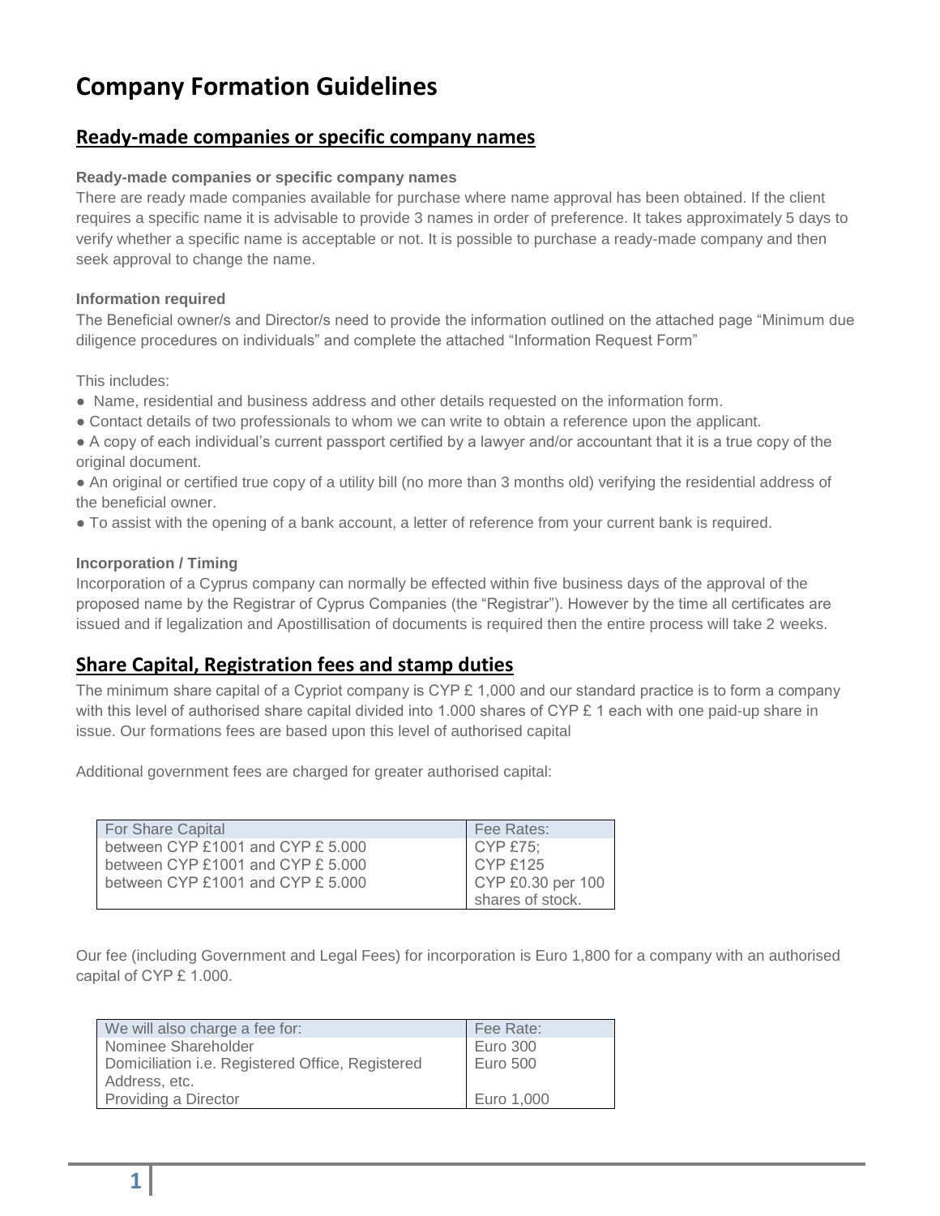# Company Formation Guidelines

## Ready-made companies or specific company names

**Ready-made companies or specific company names**

There are ready made companies available for purchase where name approval has been obtained. If the client requires a specific name it is advisable to provide 3 names in order of preference. It takes approximately 5 days to verify whether a specific name is acceptable or not. It is possible to purchase a ready-made company and then seek approval to change the name.

**Information required**

The Beneficial owner/s and Director/s need to provide the information outlined on the attached page "Minimum due diligence procedures on individuals" and complete the attached "Information Request Form"

This includes:

- Name, residential and business address and other details requested on the information form.
- Contact details of two professionals to whom we can write to obtain a reference upon the applicant.
- A copy of each individual's current passport certified by a lawyer and/or accountant that it is a true copy of the original document.
- An original or certified true copy of a utility bill (no more than 3 months old) verifying the residential address of the beneficial owner.
- To assist with the opening of a bank account, a letter of reference from your current bank is required.

**Incorporation / Timing**

Incorporation of a Cyprus company can normally be effected within five business days of the approval of the proposed name by the Registrar of Cyprus Companies (the "Registrar"). However by the time all certificates are issued and if legalization and Apostillisation of documents is required then the entire process will take 2 weeks.

## Share Capital, Registration fees and stamp duties

The minimum share capital of a Cypriot company is CYP £ 1,000 and our standard practice is to form a company with this level of authorised share capital divided into 1.000 shares of CYP £ 1 each with one paid-up share in issue. Our formations fees are based upon this level of authorised capital

Additional government fees are charged for greater authorised capital:

| For Share Capital | Fee Rates: |
|---|---|
| between CYP £1001 and CYP £ 5.000 | CYP £75; |
| between CYP £1001 and CYP £ 5.000 | CYP £125 |
| between CYP £1001 and CYP £ 5.000 | CYP £0.30 per 100 shares of stock. |

Our fee (including Government and Legal Fees) for incorporation is Euro 1,800 for a company with an authorised capital of CYP £ 1.000.

| We will also charge a fee for: | Fee Rate: |
|---|---|
| Nominee Shareholder | Euro 300 |
| Domiciliation i.e. Registered Office, Registered Address, etc. | Euro 500 |
| Providing a Director | Euro 1,000 |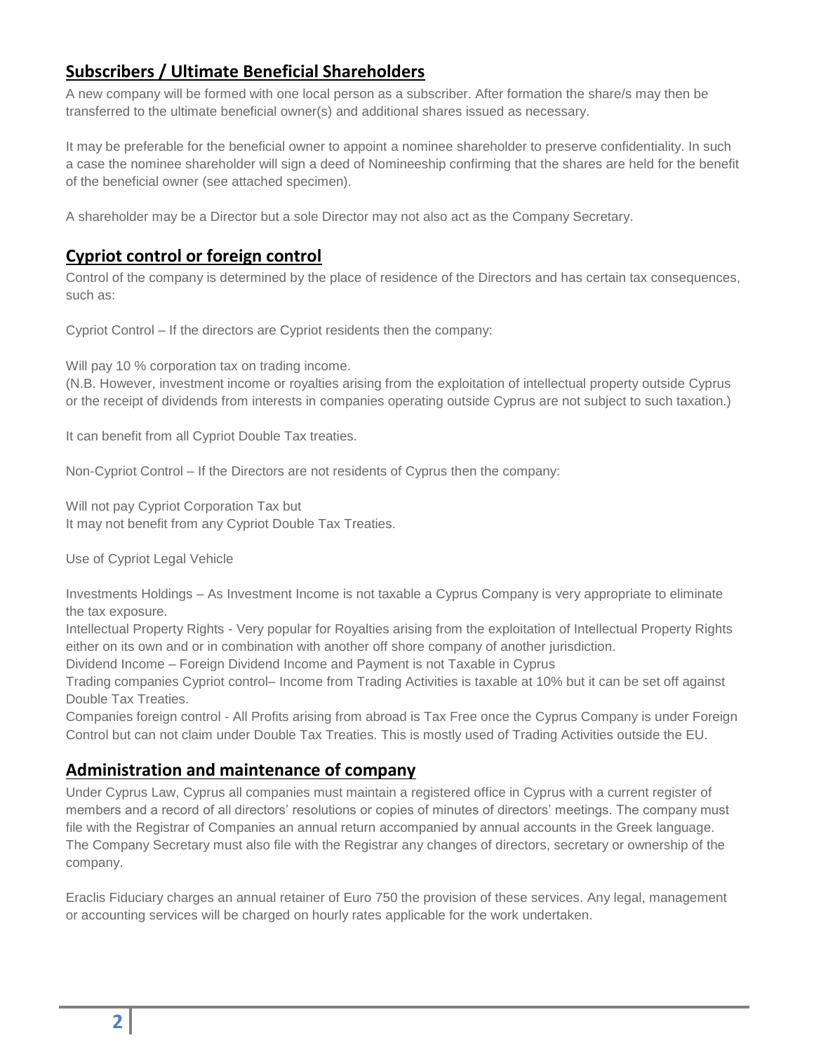## Subscribers / Ultimate Beneficial Shareholders

A new company will be formed with one local person as a subscriber. After formation the share/s may then be transferred to the ultimate beneficial owner(s) and additional shares issued as necessary.

It may be preferable for the beneficial owner to appoint a nominee shareholder to preserve confidentiality. In such a case the nominee shareholder will sign a deed of Nomineeship confirming that the shares are held for the benefit of the beneficial owner (see attached specimen).

A shareholder may be a Director but a sole Director may not also act as the Company Secretary.

## Cypriot control or foreign control

Control of the company is determined by the place of residence of the Directors and has certain tax consequences, such as:

Cypriot Control – If the directors are Cypriot residents then the company:

Will pay 10 % corporation tax on trading income.
(N.B. However, investment income or royalties arising from the exploitation of intellectual property outside Cyprus or the receipt of dividends from interests in companies operating outside Cyprus are not subject to such taxation.)

It can benefit from all Cypriot Double Tax treaties.

Non-Cypriot Control – If the Directors are not residents of Cyprus then the company:

Will not pay Cypriot Corporation Tax but
It may not benefit from any Cypriot Double Tax Treaties.

Use of Cypriot Legal Vehicle

Investments Holdings – As Investment Income is not taxable a Cyprus Company is very appropriate to eliminate the tax exposure.
Intellectual Property Rights - Very popular for Royalties arising from the exploitation of Intellectual Property Rights either on its own and or in combination with another off shore company of another jurisdiction.
Dividend Income – Foreign Dividend Income and Payment is not Taxable in Cyprus
Trading companies Cypriot control– Income from Trading Activities is taxable at 10% but it can be set off against Double Tax Treaties.
Companies foreign control - All Profits arising from abroad is Tax Free once the Cyprus Company is under Foreign Control but can not claim under Double Tax Treaties. This is mostly used of Trading Activities outside the EU.

## Administration and maintenance of company

Under Cyprus Law, Cyprus all companies must maintain a registered office in Cyprus with a current register of members and a record of all directors' resolutions or copies of minutes of directors' meetings. The company must file with the Registrar of Companies an annual return accompanied by annual accounts in the Greek language. The Company Secretary must also file with the Registrar any changes of directors, secretary or ownership of the company.

Eraclis Fiduciary charges an annual retainer of Euro 750 the provision of these services. Any legal, management or accounting services will be charged on hourly rates applicable for the work undertaken.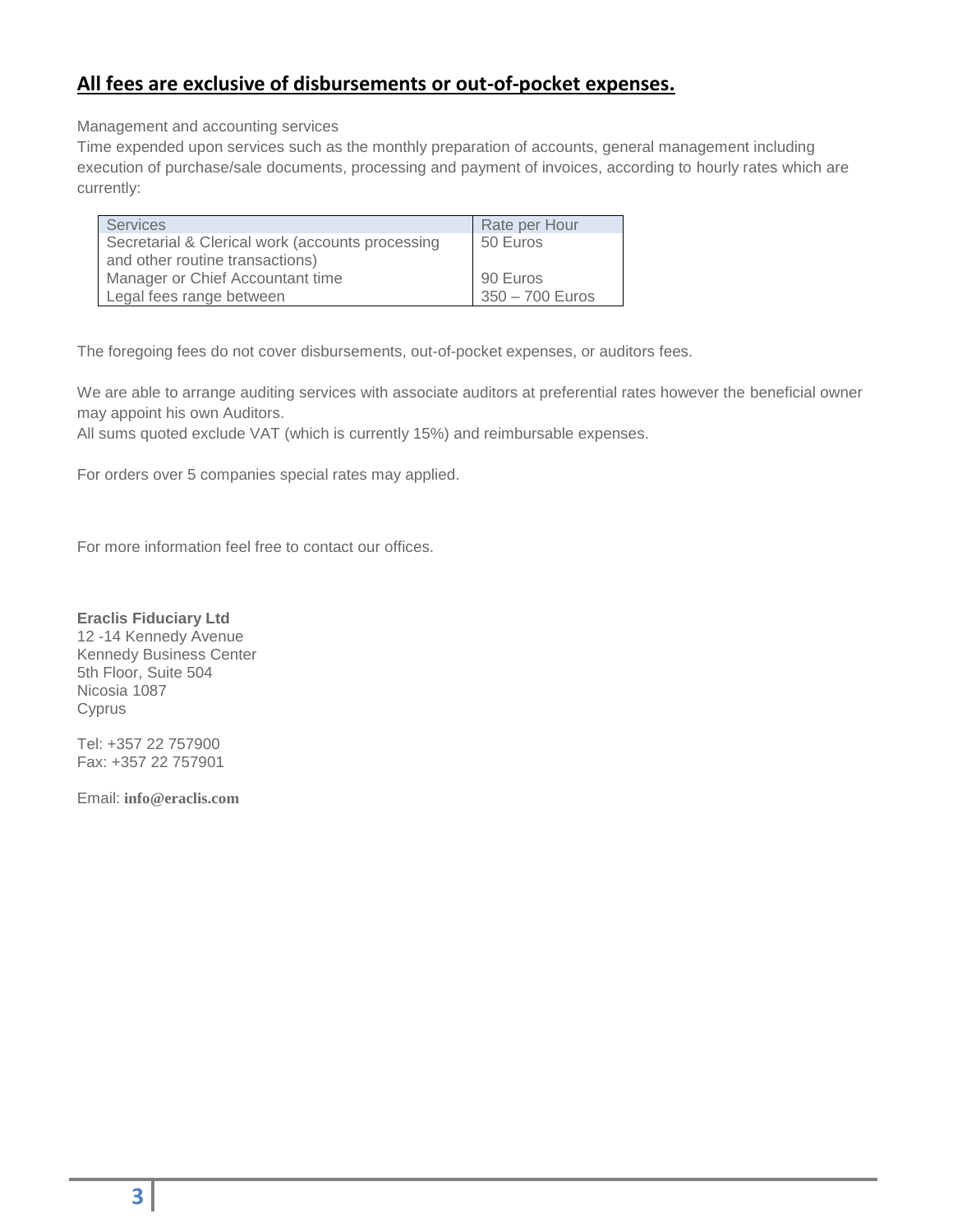## **All fees are exclusive of disbursements or out-of-pocket expenses.**

Management and accounting services

Time expended upon services such as the monthly preparation of accounts, general management including execution of purchase/sale documents, processing and payment of invoices, according to hourly rates which are currently:

| Services | Rate per Hour |
|---|---|
| Secretarial & Clerical work (accounts processing and other routine transactions) | 50 Euros |
| Manager or Chief Accountant time | 90 Euros |
| Legal fees range between | 350 – 700 Euros |

The foregoing fees do not cover disbursements, out-of-pocket expenses, or auditors fees.

We are able to arrange auditing services with associate auditors at preferential rates however the beneficial owner may appoint his own Auditors.

All sums quoted exclude VAT (which is currently 15%) and reimbursable expenses.

For orders over 5 companies special rates may applied.

For more information feel free to contact our offices.

**Eraclis Fiduciary Ltd**
12 -14 Kennedy Avenue
Kennedy Business Center
5th Floor, Suite 504
Nicosia 1087
Cyprus

Tel: +357 22 757900
Fax: +357 22 757901

Email: **info@eraclis.com**